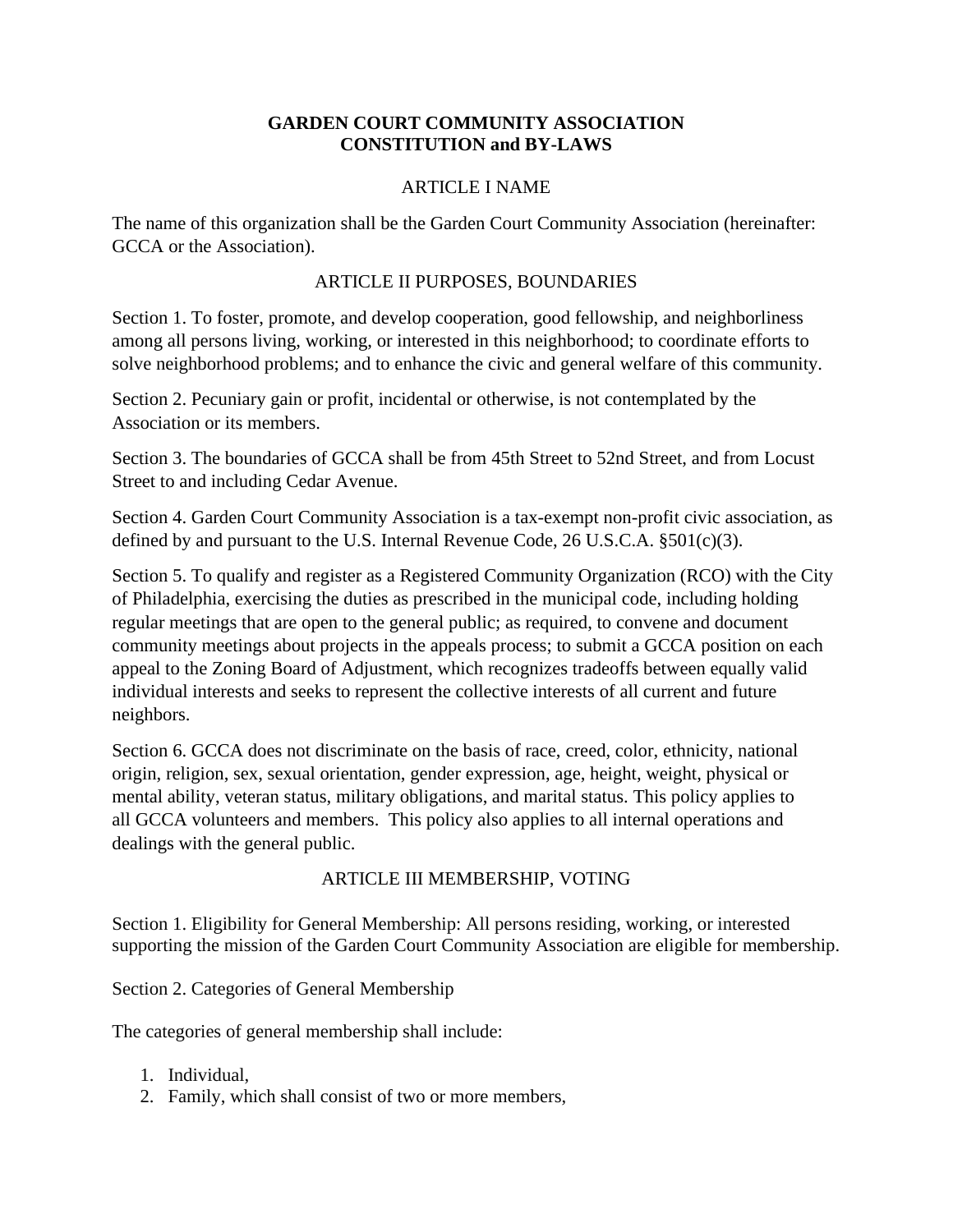# GARDEN COURT COMMUNITY ASSOCIATION
# CONSTITUTION and BY-LAWS

## ARTICLE I NAME

The name of this organization shall be the Garden Court Community Association (hereinafter: GCCA or the Association).

## ARTICLE II PURPOSES, BOUNDARIES

Section 1. To foster, promote, and develop cooperation, good fellowship, and neighborliness among all persons living, working, or interested in this neighborhood; to coordinate efforts to solve neighborhood problems; and to enhance the civic and general welfare of this community.

Section 2. Pecuniary gain or profit, incidental or otherwise, is not contemplated by the Association or its members.

Section 3. The boundaries of GCCA shall be from 45th Street to 52nd Street, and from Locust Street to and including Cedar Avenue.

Section 4. Garden Court Community Association is a tax-exempt non-profit civic association, as defined by and pursuant to the U.S. Internal Revenue Code, 26 U.S.C.A. §501(c)(3).

Section 5. To qualify and register as a Registered Community Organization (RCO) with the City of Philadelphia, exercising the duties as prescribed in the municipal code, including holding regular meetings that are open to the general public; as required, to convene and document community meetings about projects in the appeals process; to submit a GCCA position on each appeal to the Zoning Board of Adjustment, which recognizes tradeoffs between equally valid individual interests and seeks to represent the collective interests of all current and future neighbors.

Section 6. GCCA does not discriminate on the basis of race, creed, color, ethnicity, national origin, religion, sex, sexual orientation, gender expression, age, height, weight, physical or mental ability, veteran status, military obligations, and marital status. This policy applies to all GCCA volunteers and members. This policy also applies to all internal operations and dealings with the general public.

## ARTICLE III MEMBERSHIP, VOTING

Section 1. Eligibility for General Membership: All persons residing, working, or interested supporting the mission of the Garden Court Community Association are eligible for membership.

Section 2. Categories of General Membership

The categories of general membership shall include:

1. Individual,
2. Family, which shall consist of two or more members,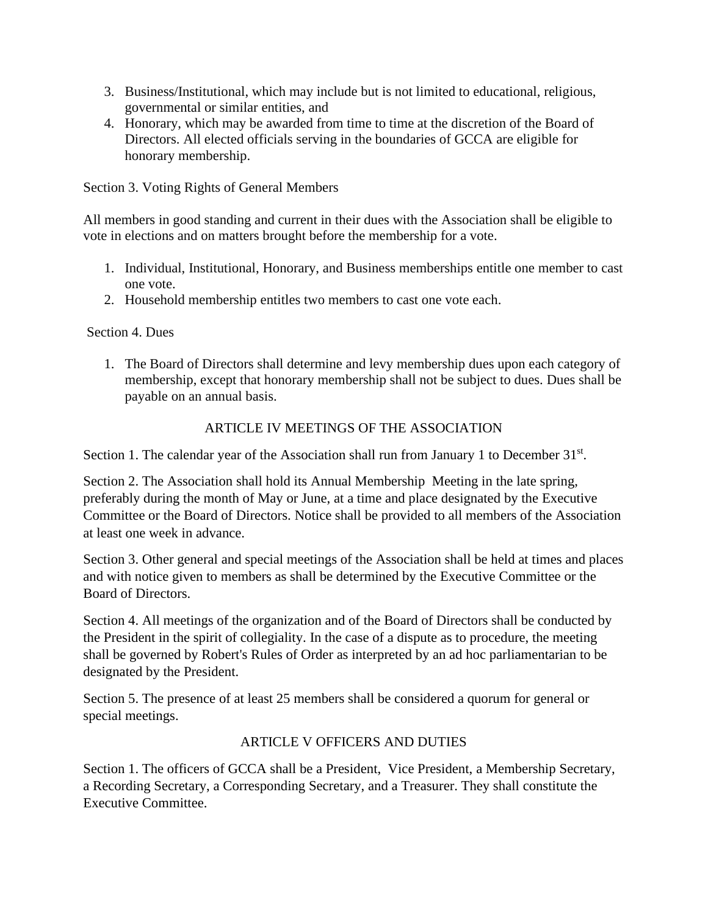3. Business/Institutional, which may include but is not limited to educational, religious, governmental or similar entities, and
4. Honorary, which may be awarded from time to time at the discretion of the Board of Directors. All elected officials serving in the boundaries of GCCA are eligible for honorary membership.

Section 3. Voting Rights of General Members

All members in good standing and current in their dues with the Association shall be eligible to vote in elections and on matters brought before the membership for a vote.

1. Individual, Institutional, Honorary, and Business memberships entitle one member to cast one vote.
2. Household membership entitles two members to cast one vote each.

Section 4. Dues

1. The Board of Directors shall determine and levy membership dues upon each category of membership, except that honorary membership shall not be subject to dues. Dues shall be payable on an annual basis.

## ARTICLE IV MEETINGS OF THE ASSOCIATION

Section 1. The calendar year of the Association shall run from January 1 to December 31st.

Section 2. The Association shall hold its Annual Membership Meeting in the late spring, preferably during the month of May or June, at a time and place designated by the Executive Committee or the Board of Directors. Notice shall be provided to all members of the Association at least one week in advance.

Section 3. Other general and special meetings of the Association shall be held at times and places and with notice given to members as shall be determined by the Executive Committee or the Board of Directors.

Section 4. All meetings of the organization and of the Board of Directors shall be conducted by the President in the spirit of collegiality. In the case of a dispute as to procedure, the meeting shall be governed by Robert's Rules of Order as interpreted by an ad hoc parliamentarian to be designated by the President.

Section 5. The presence of at least 25 members shall be considered a quorum for general or special meetings.

## ARTICLE V OFFICERS AND DUTIES

Section 1. The officers of GCCA shall be a President, Vice President, a Membership Secretary, a Recording Secretary, a Corresponding Secretary, and a Treasurer. They shall constitute the Executive Committee.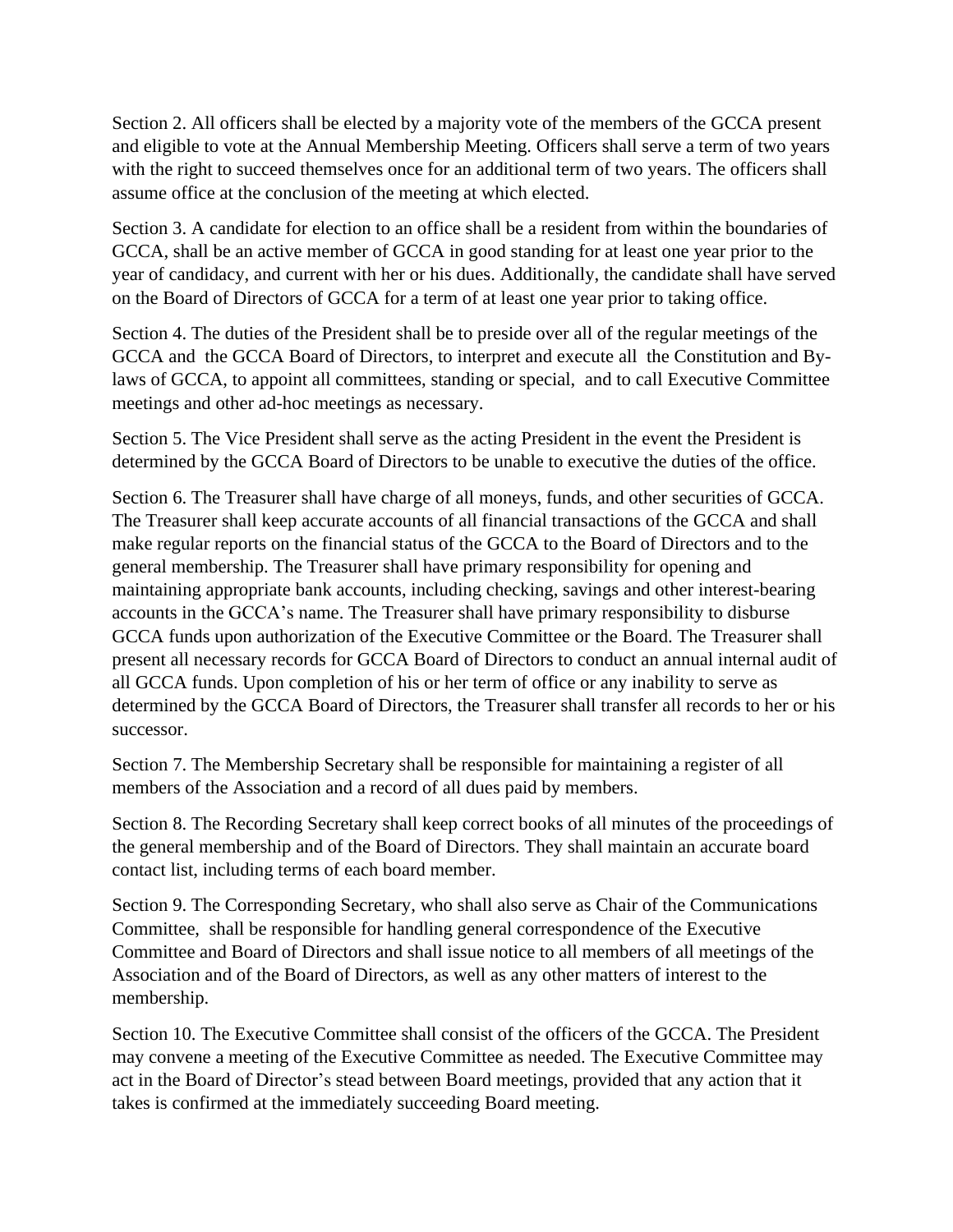Section 2. All officers shall be elected by a majority vote of the members of the GCCA present and eligible to vote at the Annual Membership Meeting. Officers shall serve a term of two years with the right to succeed themselves once for an additional term of two years. The officers shall assume office at the conclusion of the meeting at which elected.

Section 3. A candidate for election to an office shall be a resident from within the boundaries of GCCA, shall be an active member of GCCA in good standing for at least one year prior to the year of candidacy, and current with her or his dues. Additionally, the candidate shall have served on the Board of Directors of GCCA for a term of at least one year prior to taking office.

Section 4. The duties of the President shall be to preside over all of the regular meetings of the GCCA and the GCCA Board of Directors, to interpret and execute all the Constitution and By-laws of GCCA, to appoint all committees, standing or special, and to call Executive Committee meetings and other ad-hoc meetings as necessary.

Section 5. The Vice President shall serve as the acting President in the event the President is determined by the GCCA Board of Directors to be unable to executive the duties of the office.

Section 6. The Treasurer shall have charge of all moneys, funds, and other securities of GCCA. The Treasurer shall keep accurate accounts of all financial transactions of the GCCA and shall make regular reports on the financial status of the GCCA to the Board of Directors and to the general membership. The Treasurer shall have primary responsibility for opening and maintaining appropriate bank accounts, including checking, savings and other interest-bearing accounts in the GCCA's name. The Treasurer shall have primary responsibility to disburse GCCA funds upon authorization of the Executive Committee or the Board. The Treasurer shall present all necessary records for GCCA Board of Directors to conduct an annual internal audit of all GCCA funds. Upon completion of his or her term of office or any inability to serve as determined by the GCCA Board of Directors, the Treasurer shall transfer all records to her or his successor.

Section 7. The Membership Secretary shall be responsible for maintaining a register of all members of the Association and a record of all dues paid by members.

Section 8. The Recording Secretary shall keep correct books of all minutes of the proceedings of the general membership and of the Board of Directors. They shall maintain an accurate board contact list, including terms of each board member.

Section 9. The Corresponding Secretary, who shall also serve as Chair of the Communications Committee, shall be responsible for handling general correspondence of the Executive Committee and Board of Directors and shall issue notice to all members of all meetings of the Association and of the Board of Directors, as well as any other matters of interest to the membership.

Section 10. The Executive Committee shall consist of the officers of the GCCA. The President may convene a meeting of the Executive Committee as needed. The Executive Committee may act in the Board of Director's stead between Board meetings, provided that any action that it takes is confirmed at the immediately succeeding Board meeting.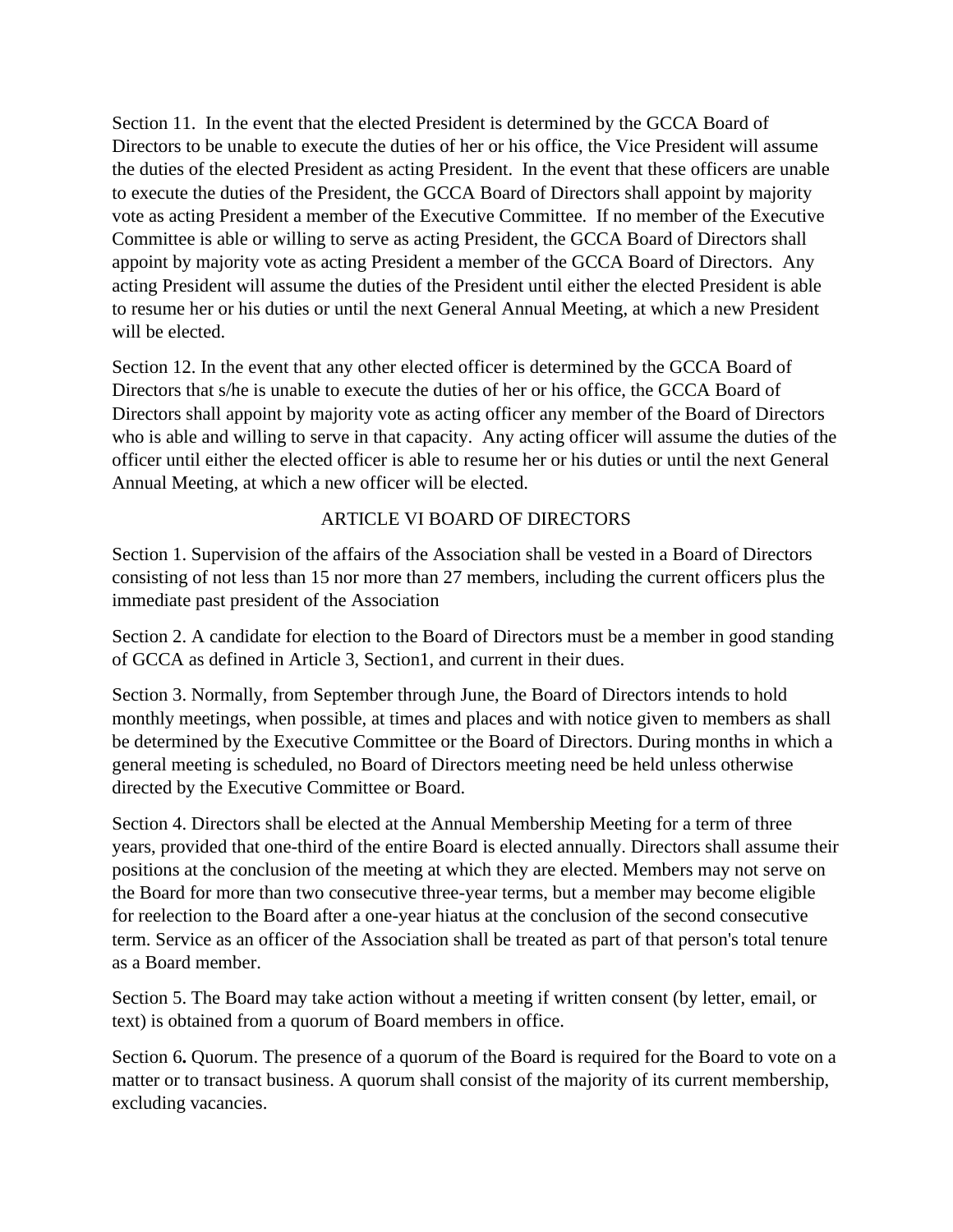Section 11. In the event that the elected President is determined by the GCCA Board of Directors to be unable to execute the duties of her or his office, the Vice President will assume the duties of the elected President as acting President. In the event that these officers are unable to execute the duties of the President, the GCCA Board of Directors shall appoint by majority vote as acting President a member of the Executive Committee. If no member of the Executive Committee is able or willing to serve as acting President, the GCCA Board of Directors shall appoint by majority vote as acting President a member of the GCCA Board of Directors. Any acting President will assume the duties of the President until either the elected President is able to resume her or his duties or until the next General Annual Meeting, at which a new President will be elected.

Section 12. In the event that any other elected officer is determined by the GCCA Board of Directors that s/he is unable to execute the duties of her or his office, the GCCA Board of Directors shall appoint by majority vote as acting officer any member of the Board of Directors who is able and willing to serve in that capacity. Any acting officer will assume the duties of the officer until either the elected officer is able to resume her or his duties or until the next General Annual Meeting, at which a new officer will be elected.

## ARTICLE VI BOARD OF DIRECTORS

Section 1. Supervision of the affairs of the Association shall be vested in a Board of Directors consisting of not less than 15 nor more than 27 members, including the current officers plus the immediate past president of the Association

Section 2. A candidate for election to the Board of Directors must be a member in good standing of GCCA as defined in Article 3, Section1, and current in their dues.

Section 3. Normally, from September through June, the Board of Directors intends to hold monthly meetings, when possible, at times and places and with notice given to members as shall be determined by the Executive Committee or the Board of Directors. During months in which a general meeting is scheduled, no Board of Directors meeting need be held unless otherwise directed by the Executive Committee or Board.

Section 4. Directors shall be elected at the Annual Membership Meeting for a term of three years, provided that one-third of the entire Board is elected annually. Directors shall assume their positions at the conclusion of the meeting at which they are elected. Members may not serve on the Board for more than two consecutive three-year terms, but a member may become eligible for reelection to the Board after a one-year hiatus at the conclusion of the second consecutive term. Service as an officer of the Association shall be treated as part of that person's total tenure as a Board member.

Section 5. The Board may take action without a meeting if written consent (by letter, email, or text) is obtained from a quorum of Board members in office.

Section 6**.** Quorum. The presence of a quorum of the Board is required for the Board to vote on a matter or to transact business. A quorum shall consist of the majority of its current membership, excluding vacancies.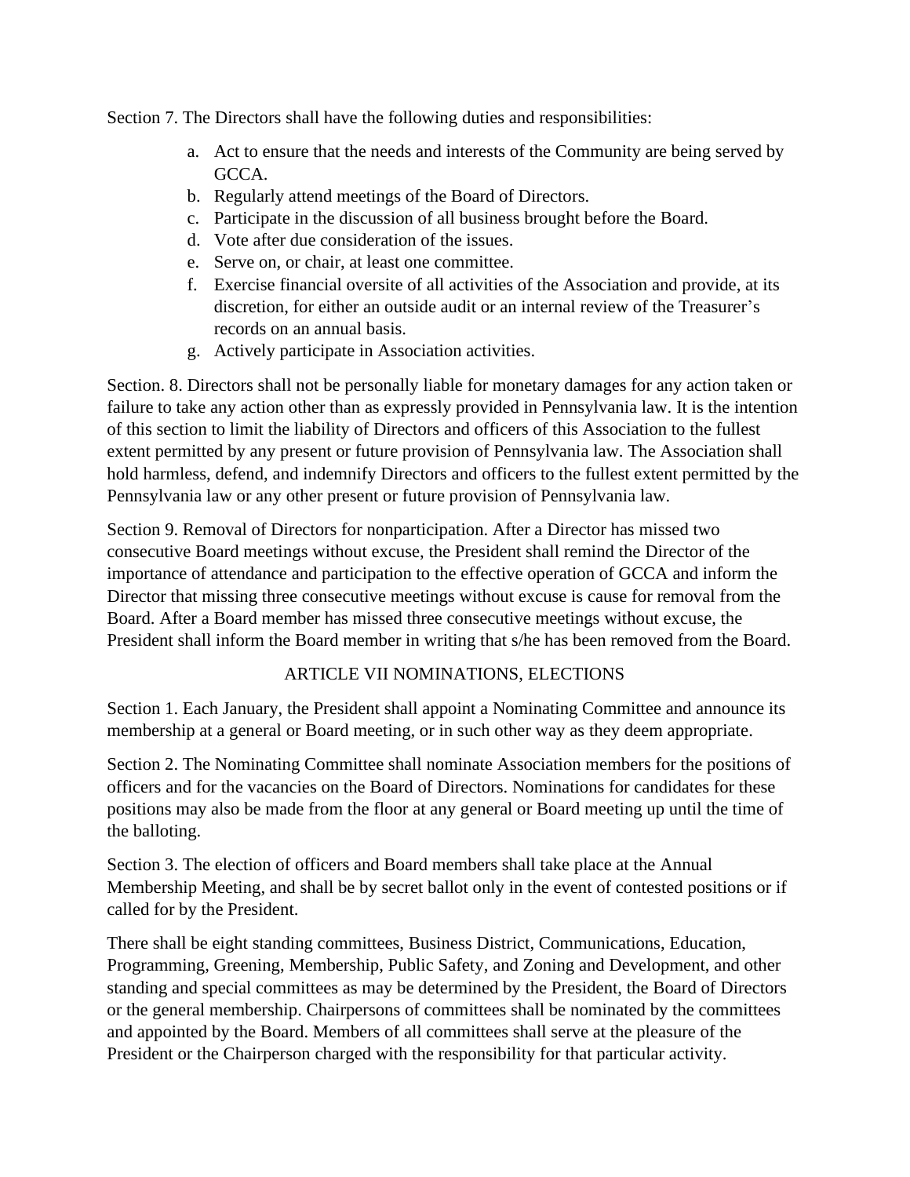Section 7. The Directors shall have the following duties and responsibilities:

a. Act to ensure that the needs and interests of the Community are being served by GCCA.
b. Regularly attend meetings of the Board of Directors.
c. Participate in the discussion of all business brought before the Board.
d. Vote after due consideration of the issues.
e. Serve on, or chair, at least one committee.
f. Exercise financial oversite of all activities of the Association and provide, at its discretion, for either an outside audit or an internal review of the Treasurer's records on an annual basis.
g. Actively participate in Association activities.

Section. 8. Directors shall not be personally liable for monetary damages for any action taken or failure to take any action other than as expressly provided in Pennsylvania law. It is the intention of this section to limit the liability of Directors and officers of this Association to the fullest extent permitted by any present or future provision of Pennsylvania law. The Association shall hold harmless, defend, and indemnify Directors and officers to the fullest extent permitted by the Pennsylvania law or any other present or future provision of Pennsylvania law.

Section 9. Removal of Directors for nonparticipation. After a Director has missed two consecutive Board meetings without excuse, the President shall remind the Director of the importance of attendance and participation to the effective operation of GCCA and inform the Director that missing three consecutive meetings without excuse is cause for removal from the Board. After a Board member has missed three consecutive meetings without excuse, the President shall inform the Board member in writing that s/he has been removed from the Board.

## ARTICLE VII NOMINATIONS, ELECTIONS

Section 1. Each January, the President shall appoint a Nominating Committee and announce its membership at a general or Board meeting, or in such other way as they deem appropriate.

Section 2. The Nominating Committee shall nominate Association members for the positions of officers and for the vacancies on the Board of Directors. Nominations for candidates for these positions may also be made from the floor at any general or Board meeting up until the time of the balloting.

Section 3. The election of officers and Board members shall take place at the Annual Membership Meeting, and shall be by secret ballot only in the event of contested positions or if called for by the President.

There shall be eight standing committees, Business District, Communications, Education, Programming, Greening, Membership, Public Safety, and Zoning and Development, and other standing and special committees as may be determined by the President, the Board of Directors or the general membership. Chairpersons of committees shall be nominated by the committees and appointed by the Board. Members of all committees shall serve at the pleasure of the President or the Chairperson charged with the responsibility for that particular activity.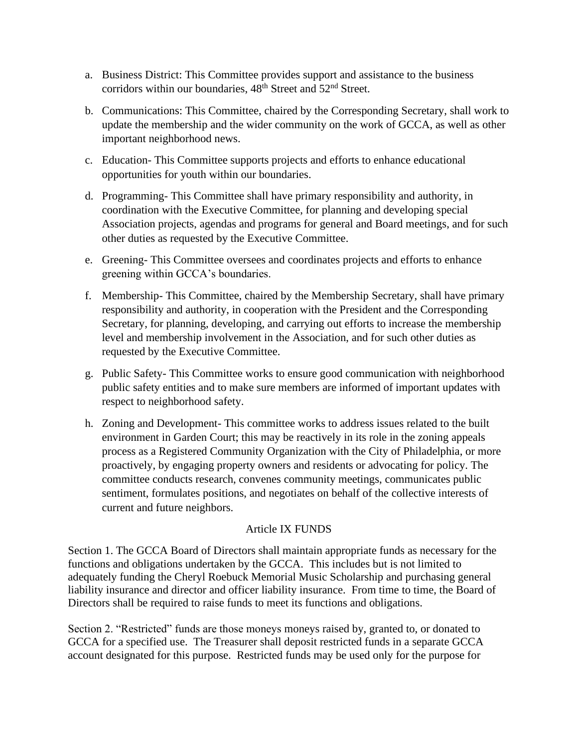a. Business District: This Committee provides support and assistance to the business corridors within our boundaries, 48th Street and 52nd Street.

b. Communications: This Committee, chaired by the Corresponding Secretary, shall work to update the membership and the wider community on the work of GCCA, as well as other important neighborhood news.

c. Education- This Committee supports projects and efforts to enhance educational opportunities for youth within our boundaries.

d. Programming- This Committee shall have primary responsibility and authority, in coordination with the Executive Committee, for planning and developing special Association projects, agendas and programs for general and Board meetings, and for such other duties as requested by the Executive Committee.

e. Greening- This Committee oversees and coordinates projects and efforts to enhance greening within GCCA's boundaries.

f. Membership- This Committee, chaired by the Membership Secretary, shall have primary responsibility and authority, in cooperation with the President and the Corresponding Secretary, for planning, developing, and carrying out efforts to increase the membership level and membership involvement in the Association, and for such other duties as requested by the Executive Committee.

g. Public Safety- This Committee works to ensure good communication with neighborhood public safety entities and to make sure members are informed of important updates with respect to neighborhood safety.

h. Zoning and Development- This committee works to address issues related to the built environment in Garden Court; this may be reactively in its role in the zoning appeals process as a Registered Community Organization with the City of Philadelphia, or more proactively, by engaging property owners and residents or advocating for policy. The committee conducts research, convenes community meetings, communicates public sentiment, formulates positions, and negotiates on behalf of the collective interests of current and future neighbors.

## Article IX FUNDS

Section 1. The GCCA Board of Directors shall maintain appropriate funds as necessary for the functions and obligations undertaken by the GCCA. This includes but is not limited to adequately funding the Cheryl Roebuck Memorial Music Scholarship and purchasing general liability insurance and director and officer liability insurance. From time to time, the Board of Directors shall be required to raise funds to meet its functions and obligations.

Section 2. "Restricted" funds are those moneys moneys raised by, granted to, or donated to GCCA for a specified use. The Treasurer shall deposit restricted funds in a separate GCCA account designated for this purpose. Restricted funds may be used only for the purpose for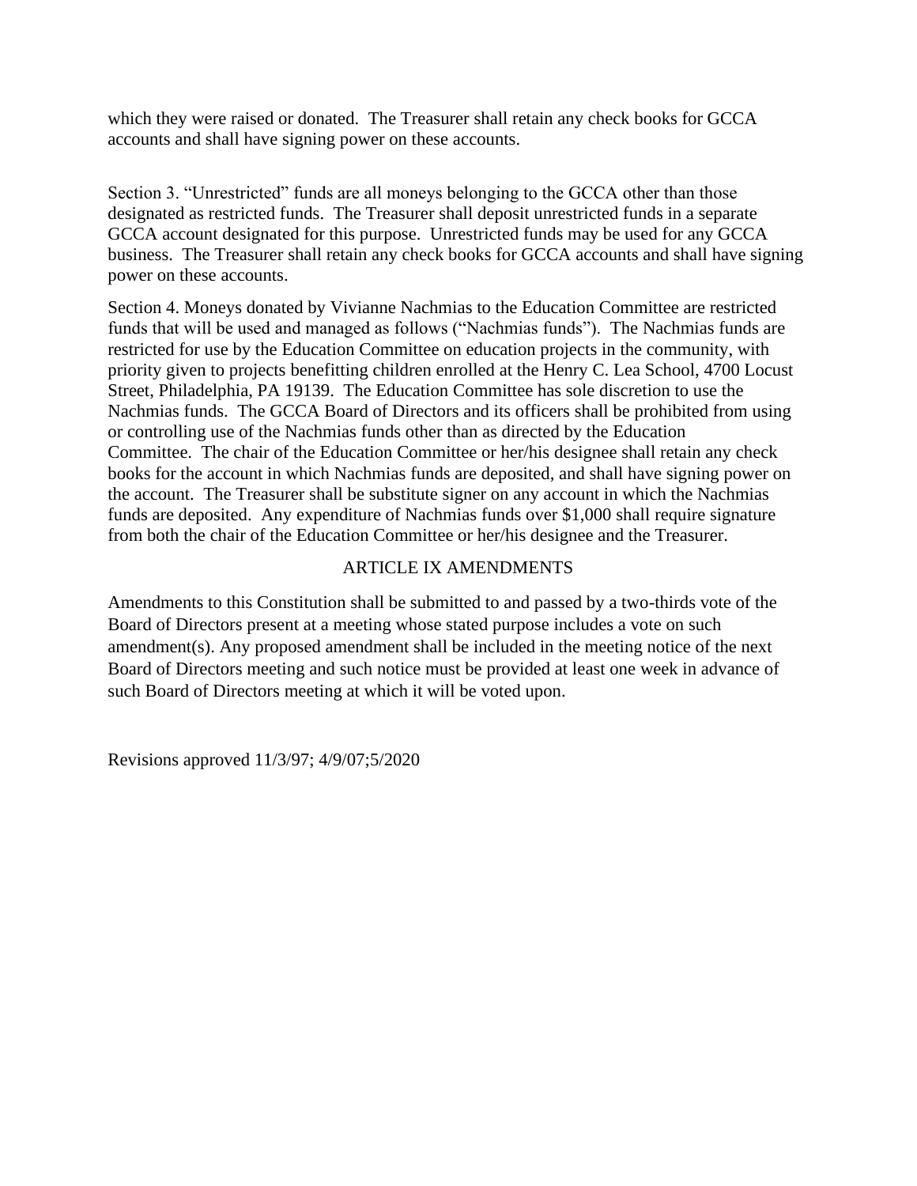which they were raised or donated. The Treasurer shall retain any check books for GCCA accounts and shall have signing power on these accounts.

Section 3. "Unrestricted" funds are all moneys belonging to the GCCA other than those designated as restricted funds. The Treasurer shall deposit unrestricted funds in a separate GCCA account designated for this purpose. Unrestricted funds may be used for any GCCA business. The Treasurer shall retain any check books for GCCA accounts and shall have signing power on these accounts.

Section 4. Moneys donated by Vivianne Nachmias to the Education Committee are restricted funds that will be used and managed as follows ("Nachmias funds"). The Nachmias funds are restricted for use by the Education Committee on education projects in the community, with priority given to projects benefitting children enrolled at the Henry C. Lea School, 4700 Locust Street, Philadelphia, PA 19139. The Education Committee has sole discretion to use the Nachmias funds. The GCCA Board of Directors and its officers shall be prohibited from using or controlling use of the Nachmias funds other than as directed by the Education Committee. The chair of the Education Committee or her/his designee shall retain any check books for the account in which Nachmias funds are deposited, and shall have signing power on the account. The Treasurer shall be substitute signer on any account in which the Nachmias funds are deposited. Any expenditure of Nachmias funds over $1,000 shall require signature from both the chair of the Education Committee or her/his designee and the Treasurer.

## ARTICLE IX AMENDMENTS

Amendments to this Constitution shall be submitted to and passed by a two-thirds vote of the Board of Directors present at a meeting whose stated purpose includes a vote on such amendment(s). Any proposed amendment shall be included in the meeting notice of the next Board of Directors meeting and such notice must be provided at least one week in advance of such Board of Directors meeting at which it will be voted upon.

Revisions approved 11/3/97; 4/9/07;5/2020